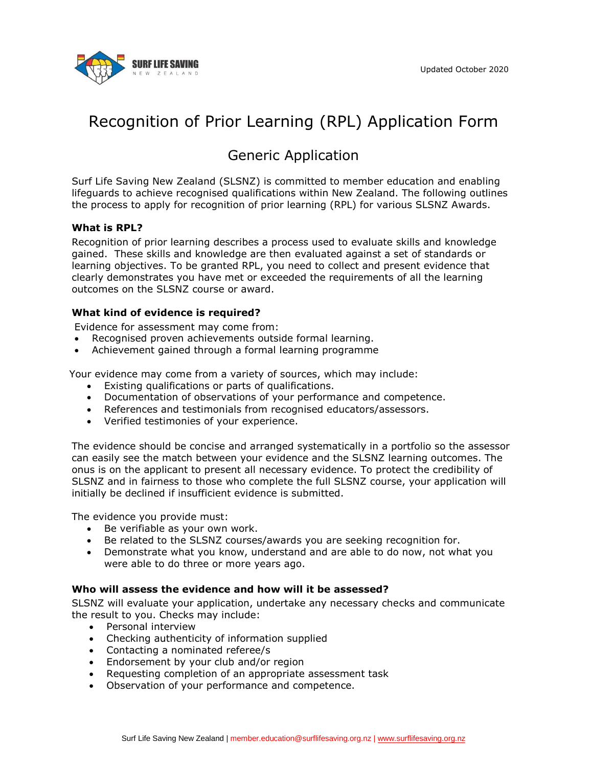Updated October 2020

# Recognition of Prior Learning (RPL) Application Form

## Generic Application

Surf Life Saving New Zealand (SLSNZ) is committed to member education and enabling lifeguards to achieve recognised qualifications within New Zealand. The following outlines the process to apply for recognition of prior learning (RPL) for various SLSNZ Awards.

**What is RPL?**

Recognition of prior learning describes a process used to evaluate skills and knowledge gained. These skills and knowledge are then evaluated against a set of standards or learning objectives. To be granted RPL, you need to collect and present evidence that clearly demonstrates you have met or exceeded the requirements of all the learning outcomes on the SLSNZ course or award.

**What kind of evidence is required?**

Evidence for assessment may come from:

- Recognised proven achievements outside formal learning.
- Achievement gained through a formal learning programme

Your evidence may come from a variety of sources, which may include:

- Existing qualifications or parts of qualifications.
- Documentation of observations of your performance and competence.
- References and testimonials from recognised educators/assessors.
- Verified testimonies of your experience.

The evidence should be concise and arranged systematically in a portfolio so the assessor can easily see the match between your evidence and the SLSNZ learning outcomes. The onus is on the applicant to present all necessary evidence. To protect the credibility of SLSNZ and in fairness to those who complete the full SLSNZ course, your application will initially be declined if insufficient evidence is submitted.

The evidence you provide must:

- Be verifiable as your own work.
- Be related to the SLSNZ courses/awards you are seeking recognition for.
- Demonstrate what you know, understand and are able to do now, not what you were able to do three or more years ago.

**Who will assess the evidence and how will it be assessed?**

SLSNZ will evaluate your application, undertake any necessary checks and communicate the result to you. Checks may include:

- Personal interview
- Checking authenticity of information supplied
- Contacting a nominated referee/s
- Endorsement by your club and/or region
- Requesting completion of an appropriate assessment task
- Observation of your performance and competence.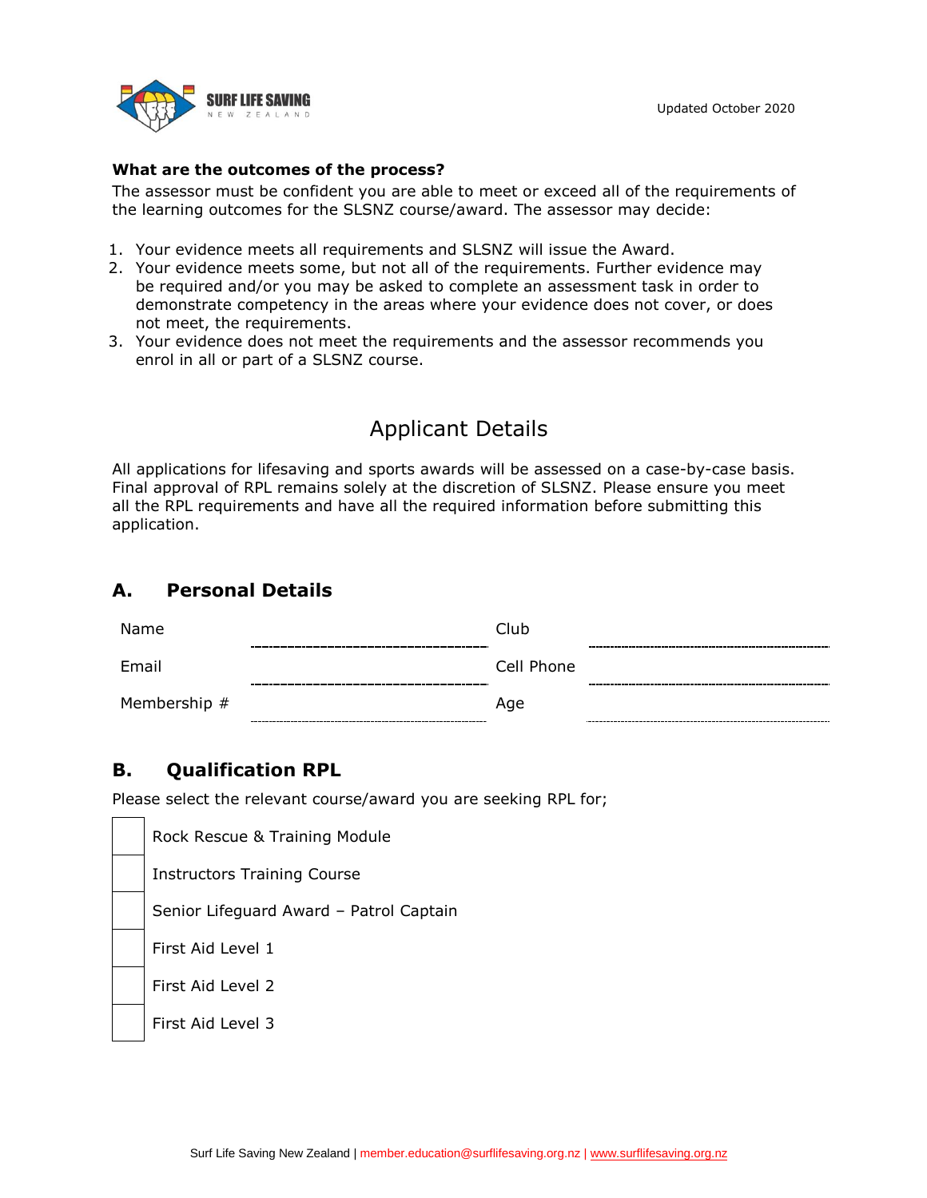**What are the outcomes of the process?**

The assessor must be confident you are able to meet or exceed all of the requirements of the learning outcomes for the SLSNZ course/award. The assessor may decide:

1. Your evidence meets all requirements and SLSNZ will issue the Award.
2. Your evidence meets some, but not all of the requirements. Further evidence may be required and/or you may be asked to complete an assessment task in order to demonstrate competency in the areas where your evidence does not cover, or does not meet, the requirements.
3. Your evidence does not meet the requirements and the assessor recommends you enrol in all or part of a SLSNZ course.

# Applicant Details

All applications for lifesaving and sports awards will be assessed on a case-by-case basis. Final approval of RPL remains solely at the discretion of SLSNZ. Please ensure you meet all the RPL requirements and have all the required information before submitting this application.

## A. Personal Details

| | | | |
|---|---|---|---|
| Name | | Club | |
| Email | | Cell Phone | |
| Membership # | | Age | |

## B. Qualification RPL

Please select the relevant course/award you are seeking RPL for;

- [ ] Rock Rescue & Training Module
- [ ] Instructors Training Course
- [ ] Senior Lifeguard Award – Patrol Captain
- [ ] First Aid Level 1
- [ ] First Aid Level 2
- [ ] First Aid Level 3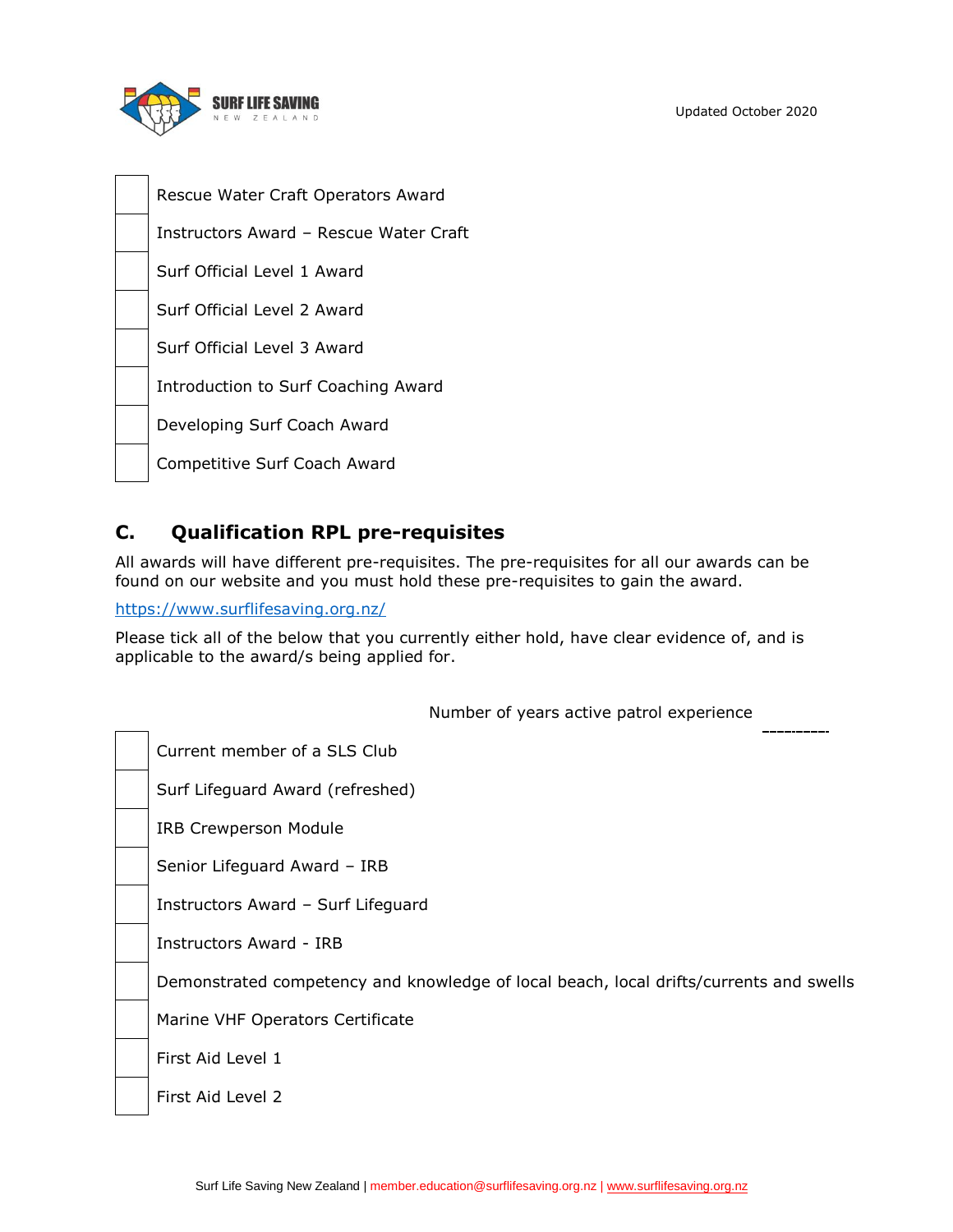- [ ] Rescue Water Craft Operators Award
- [ ] Instructors Award – Rescue Water Craft
- [ ] Surf Official Level 1 Award
- [ ] Surf Official Level 2 Award
- [ ] Surf Official Level 3 Award
- [ ] Introduction to Surf Coaching Award
- [ ] Developing Surf Coach Award
- [ ] Competitive Surf Coach Award

## C. Qualification RPL pre-requisites

All awards will have different pre-requisites. The pre-requisites for all our awards can be found on our website and you must hold these pre-requisites to gain the award.

https://www.surflifesaving.org.nz/

Please tick all of the below that you currently either hold, have clear evidence of, and is applicable to the award/s being applied for.

Number of years active patrol experience __________

- [ ] Current member of a SLS Club
- [ ] Surf Lifeguard Award (refreshed)
- [ ] IRB Crewperson Module
- [ ] Senior Lifeguard Award – IRB
- [ ] Instructors Award – Surf Lifeguard
- [ ] Instructors Award - IRB
- [ ] Demonstrated competency and knowledge of local beach, local drifts/currents and swells
- [ ] Marine VHF Operators Certificate
- [ ] First Aid Level 1
- [ ] First Aid Level 2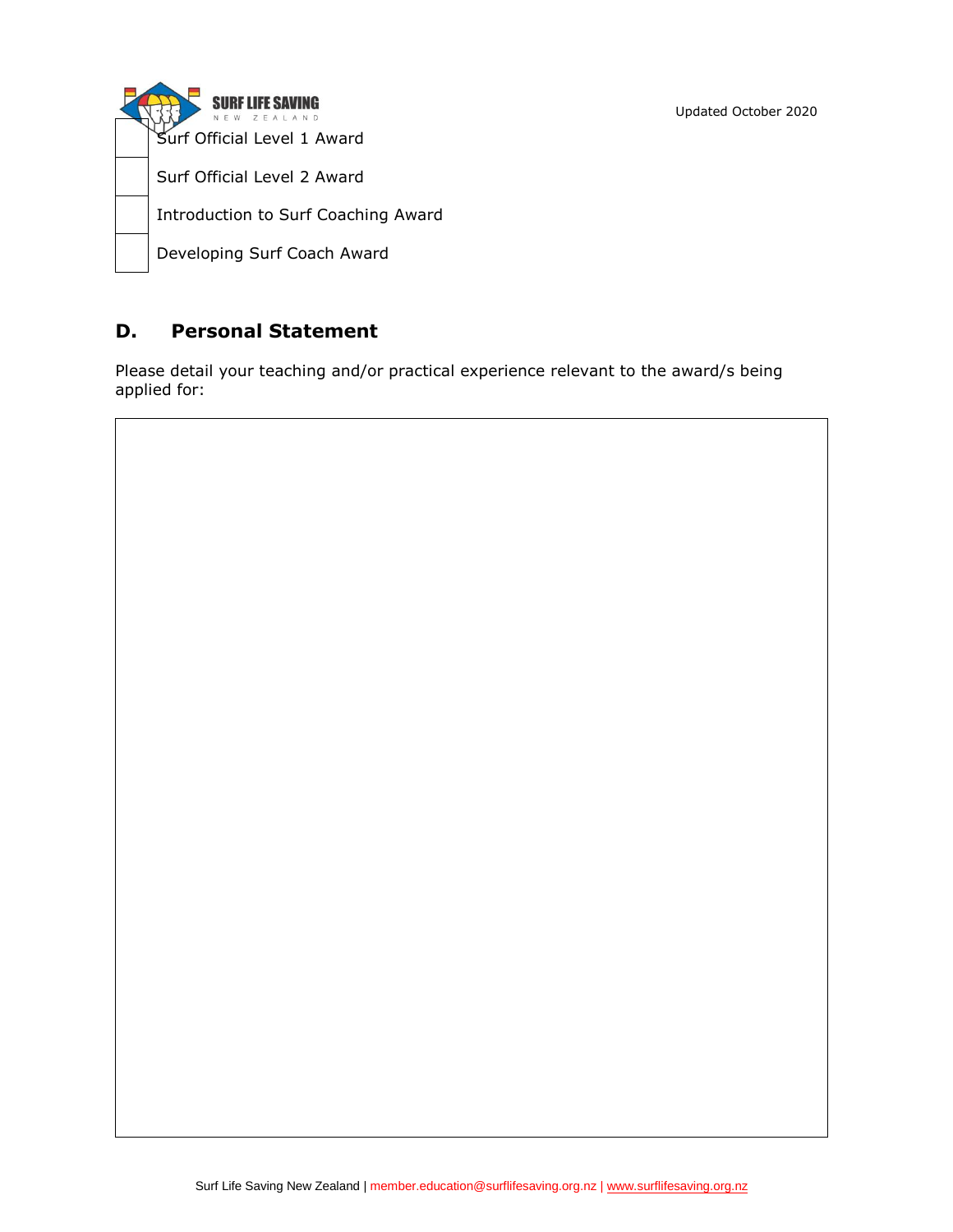| | |
|---|---|
| | Surf Official Level 1 Award |
| | Surf Official Level 2 Award |
| | Introduction to Surf Coaching Award |
| | Developing Surf Coach Award |

## D. Personal Statement

Please detail your teaching and/or practical experience relevant to the award/s being applied for:

| |
|---|
| |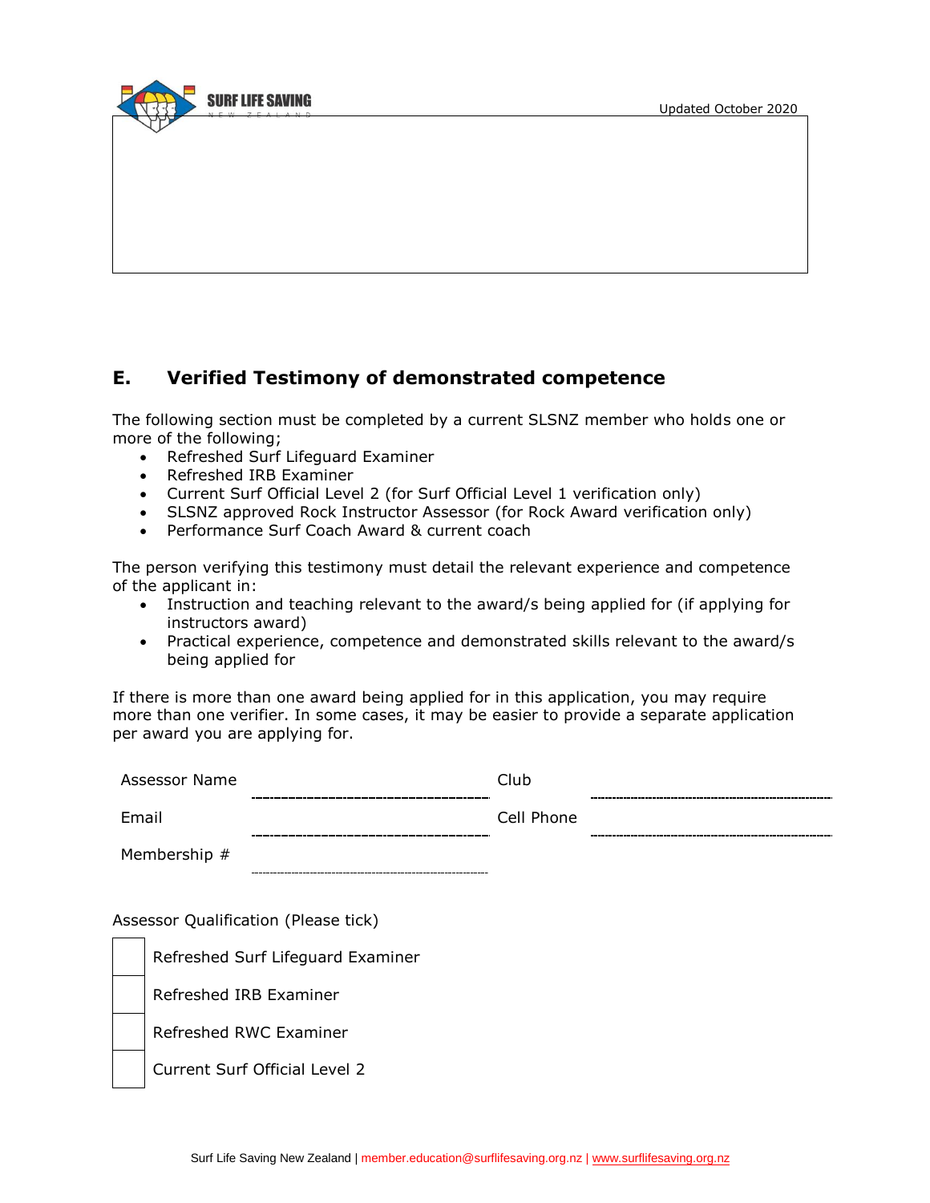## E. Verified Testimony of demonstrated competence

The following section must be completed by a current SLSNZ member who holds one or more of the following;

- Refreshed Surf Lifeguard Examiner
- Refreshed IRB Examiner
- Current Surf Official Level 2 (for Surf Official Level 1 verification only)
- SLSNZ approved Rock Instructor Assessor (for Rock Award verification only)
- Performance Surf Coach Award & current coach

The person verifying this testimony must detail the relevant experience and competence of the applicant in:

- Instruction and teaching relevant to the award/s being applied for (if applying for instructors award)
- Practical experience, competence and demonstrated skills relevant to the award/s being applied for

If there is more than one award being applied for in this application, you may require more than one verifier. In some cases, it may be easier to provide a separate application per award you are applying for.

| | | | |
|---|---|---|---|
| Assessor Name | | Club | |
| Email | | Cell Phone | |
| Membership # | | | |

Assessor Qualification (Please tick)

| | |
|---|---|
| ☐ | Refreshed Surf Lifeguard Examiner |
| ☐ | Refreshed IRB Examiner |
| ☐ | Refreshed RWC Examiner |
| ☐ | Current Surf Official Level 2 |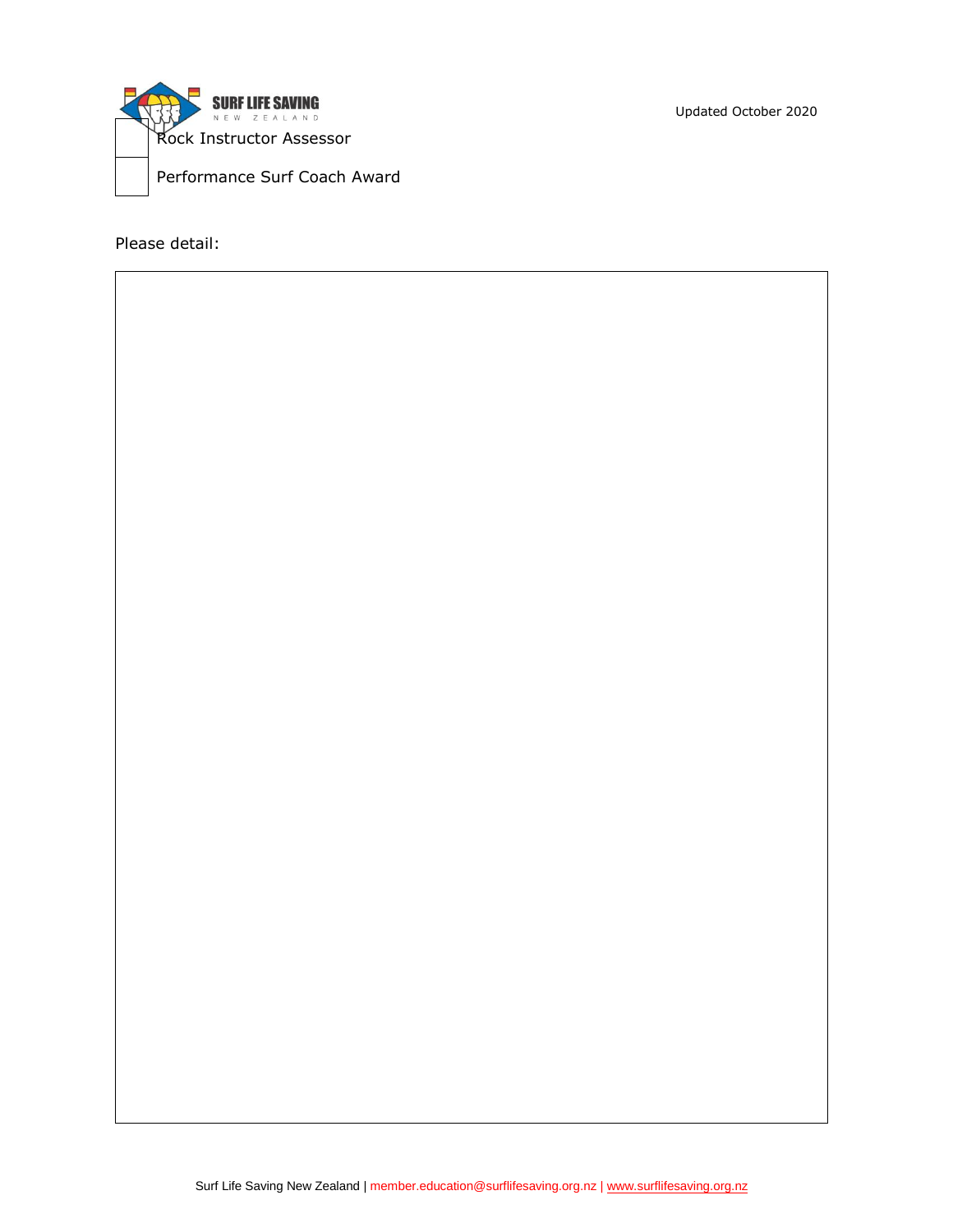- [ ] Rock Instructor Assessor
- [ ] Performance Surf Coach Award

Please detail:

| |
|---|
| |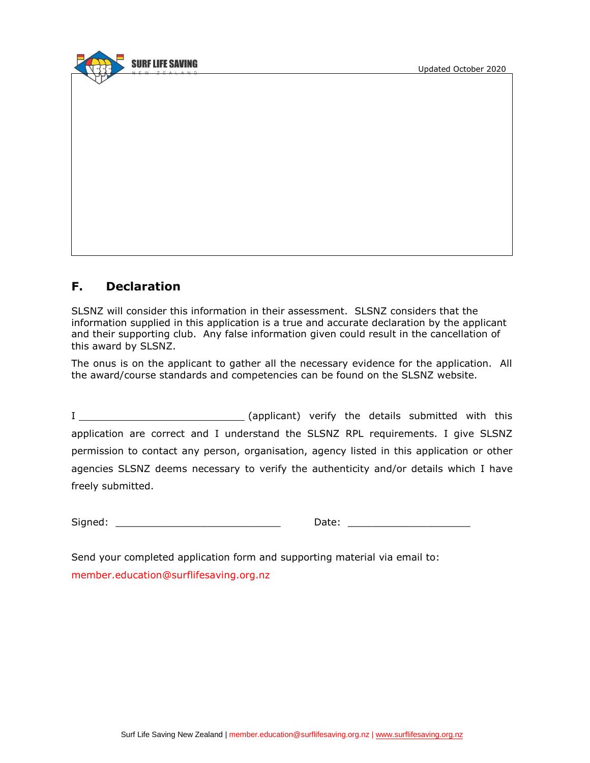## F. Declaration

SLSNZ will consider this information in their assessment. SLSNZ considers that the information supplied in this application is a true and accurate declaration by the applicant and their supporting club. Any false information given could result in the cancellation of this award by SLSNZ.

The onus is on the applicant to gather all the necessary evidence for the application. All the award/course standards and competencies can be found on the SLSNZ website.

I ____________________________ (applicant) verify the details submitted with this application are correct and I understand the SLSNZ RPL requirements. I give SLSNZ permission to contact any person, organisation, agency listed in this application or other agencies SLSNZ deems necessary to verify the authenticity and/or details which I have freely submitted.

Signed: ____________________________ Date: ____________________

Send your completed application form and supporting material via email to:
member.education@surflifesaving.org.nz